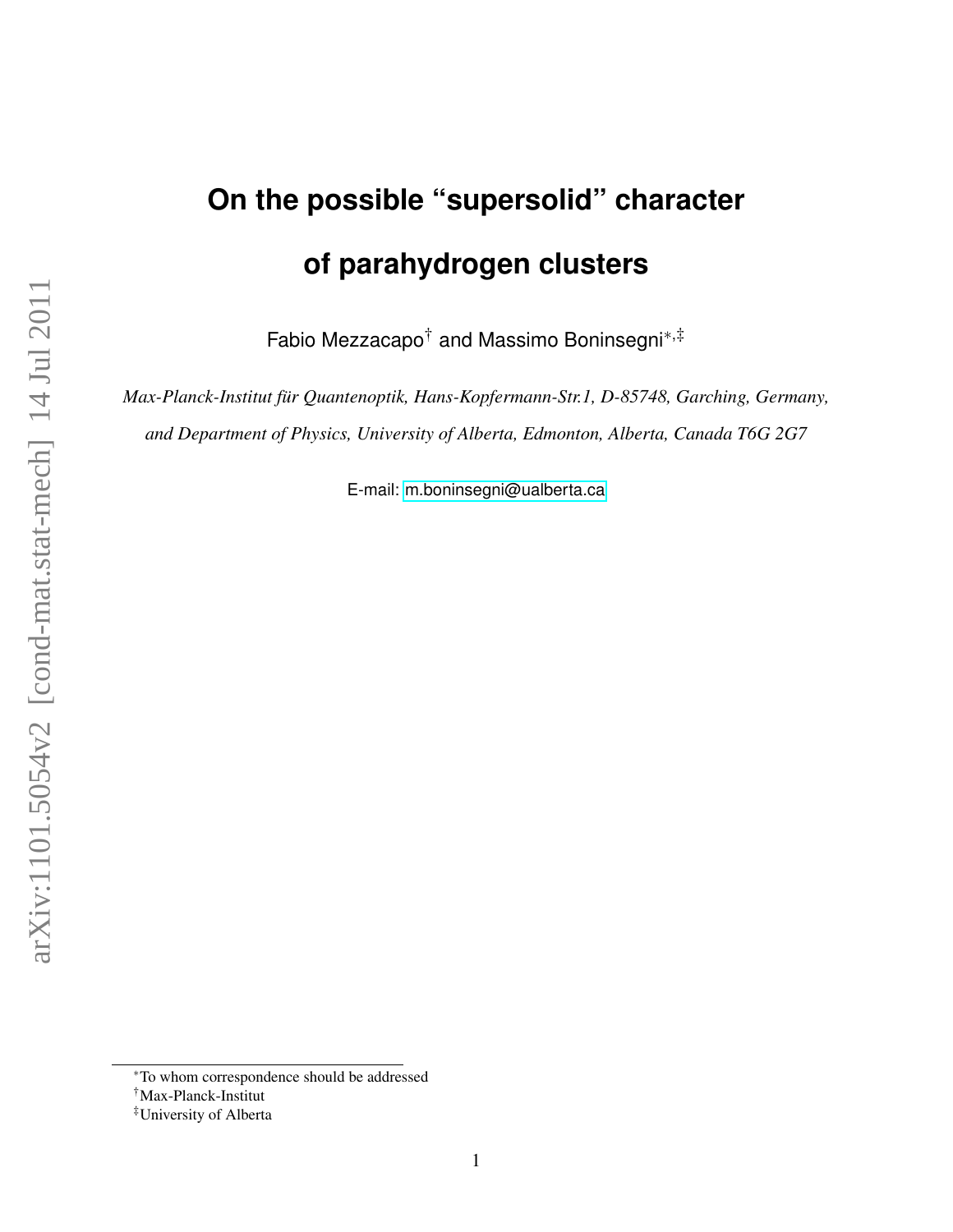# On the possible "supersolid" character of parahydrogen clusters

Fabio Mezzacapo[†] and Massimo Boninsegni[*,‡]

*Max-Planck-Institut für Quantenoptik, Hans-Kopfermann-Str.1, D-85748, Garching, Germany,*

*and Department of Physics, University of Alberta, Edmonton, Alberta, Canada T6G 2G7*

E-mail: m.boninsegni@ualberta.ca

[*]To whom correspondence should be addressed

[†]Max-Planck-Institut

[‡]University of Alberta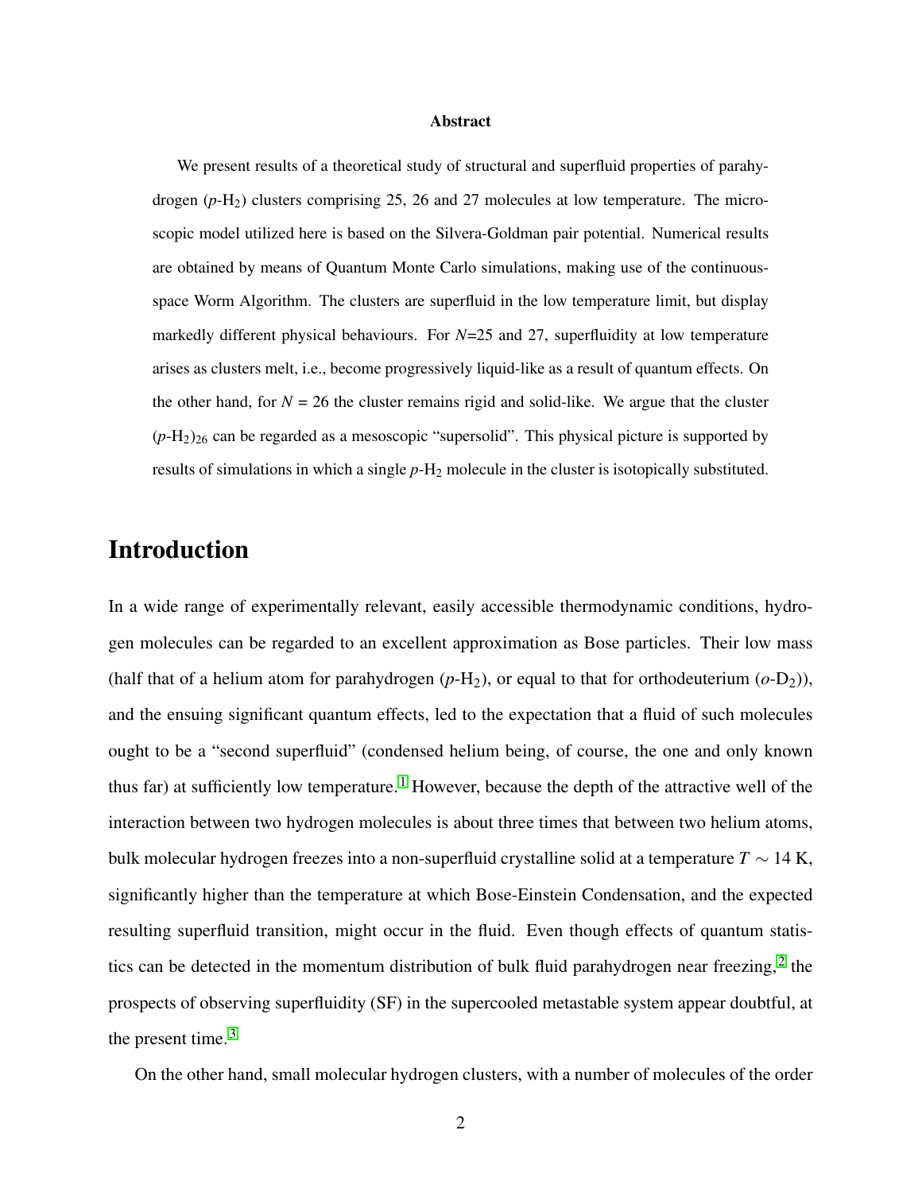**Abstract**

We present results of a theoretical study of structural and superfluid properties of parahydrogen ($p$-$H_2$) clusters comprising 25, 26 and 27 molecules at low temperature. The microscopic model utilized here is based on the Silvera-Goldman pair potential. Numerical results are obtained by means of Quantum Monte Carlo simulations, making use of the continuous-space Worm Algorithm. The clusters are superfluid in the low temperature limit, but display markedly different physical behaviours. For $N$=25 and 27, superfluidity at low temperature arises as clusters melt, i.e., become progressively liquid-like as a result of quantum effects. On the other hand, for $N$ = 26 the cluster remains rigid and solid-like. We argue that the cluster ($p$-$H_2$)$_{26}$ can be regarded as a mesoscopic "supersolid". This physical picture is supported by results of simulations in which a single $p$-$H_2$ molecule in the cluster is isotopically substituted.

# Introduction

In a wide range of experimentally relevant, easily accessible thermodynamic conditions, hydrogen molecules can be regarded to an excellent approximation as Bose particles. Their low mass (half that of a helium atom for parahydrogen ($p$-$H_2$), or equal to that for orthodeuterium ($o$-$D_2$)), and the ensuing significant quantum effects, led to the expectation that a fluid of such molecules ought to be a "second superfluid" (condensed helium being, of course, the one and only known thus far) at sufficiently low temperature.[1] However, because the depth of the attractive well of the interaction between two hydrogen molecules is about three times that between two helium atoms, bulk molecular hydrogen freezes into a non-superfluid crystalline solid at a temperature $T \sim 14$ K, significantly higher than the temperature at which Bose-Einstein Condensation, and the expected resulting superfluid transition, might occur in the fluid. Even though effects of quantum statistics can be detected in the momentum distribution of bulk fluid parahydrogen near freezing,[2] the prospects of observing superfluidity (SF) in the supercooled metastable system appear doubtful, at the present time.[3]

On the other hand, small molecular hydrogen clusters, with a number of molecules of the order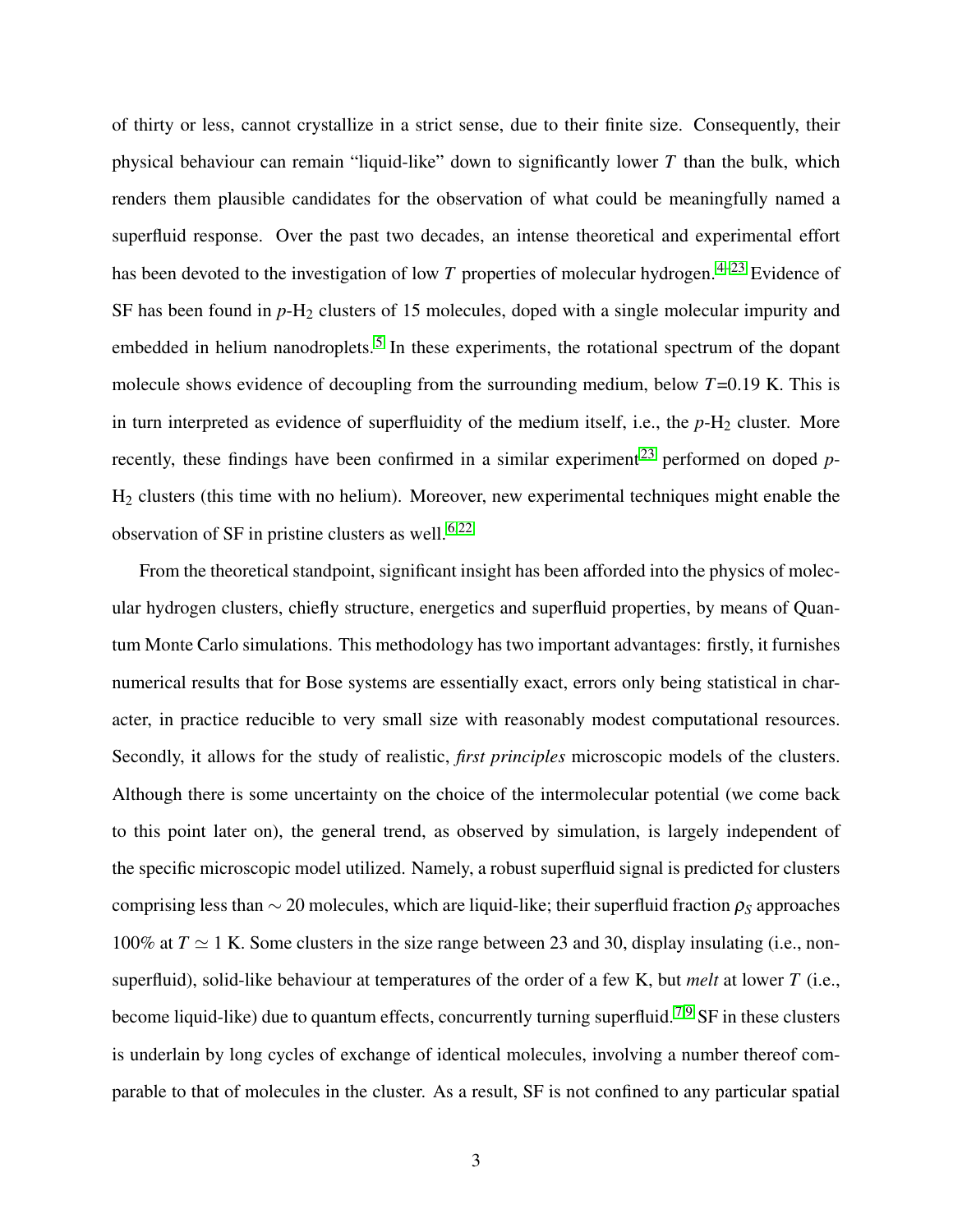of thirty or less, cannot crystallize in a strict sense, due to their finite size. Consequently, their physical behaviour can remain "liquid-like" down to significantly lower $T$ than the bulk, which renders them plausible candidates for the observation of what could be meaningfully named a superfluid response. Over the past two decades, an intense theoretical and experimental effort has been devoted to the investigation of low $T$ properties of molecular hydrogen.[4–23] Evidence of SF has been found in $p$-$H_2$ clusters of 15 molecules, doped with a single molecular impurity and embedded in helium nanodroplets.[5] In these experiments, the rotational spectrum of the dopant molecule shows evidence of decoupling from the surrounding medium, below $T$=0.19 K. This is in turn interpreted as evidence of superfluidity of the medium itself, i.e., the $p$-$H_2$ cluster. More recently, these findings have been confirmed in a similar experiment[23] performed on doped $p$-$H_2$ clusters (this time with no helium). Moreover, new experimental techniques might enable the observation of SF in pristine clusters as well.[6,22]

From the theoretical standpoint, significant insight has been afforded into the physics of molecular hydrogen clusters, chiefly structure, energetics and superfluid properties, by means of Quantum Monte Carlo simulations. This methodology has two important advantages: firstly, it furnishes numerical results that for Bose systems are essentially exact, errors only being statistical in character, in practice reducible to very small size with reasonably modest computational resources. Secondly, it allows for the study of realistic, *first principles* microscopic models of the clusters. Although there is some uncertainty on the choice of the intermolecular potential (we come back to this point later on), the general trend, as observed by simulation, is largely independent of the specific microscopic model utilized. Namely, a robust superfluid signal is predicted for clusters comprising less than $\sim 20$ molecules, which are liquid-like; their superfluid fraction $\rho_S$ approaches 100% at $T \simeq 1$ K. Some clusters in the size range between 23 and 30, display insulating (i.e., non-superfluid), solid-like behaviour at temperatures of the order of a few K, but *melt* at lower $T$ (i.e., become liquid-like) due to quantum effects, concurrently turning superfluid.[7,9] SF in these clusters is underlain by long cycles of exchange of identical molecules, involving a number thereof comparable to that of molecules in the cluster. As a result, SF is not confined to any particular spatial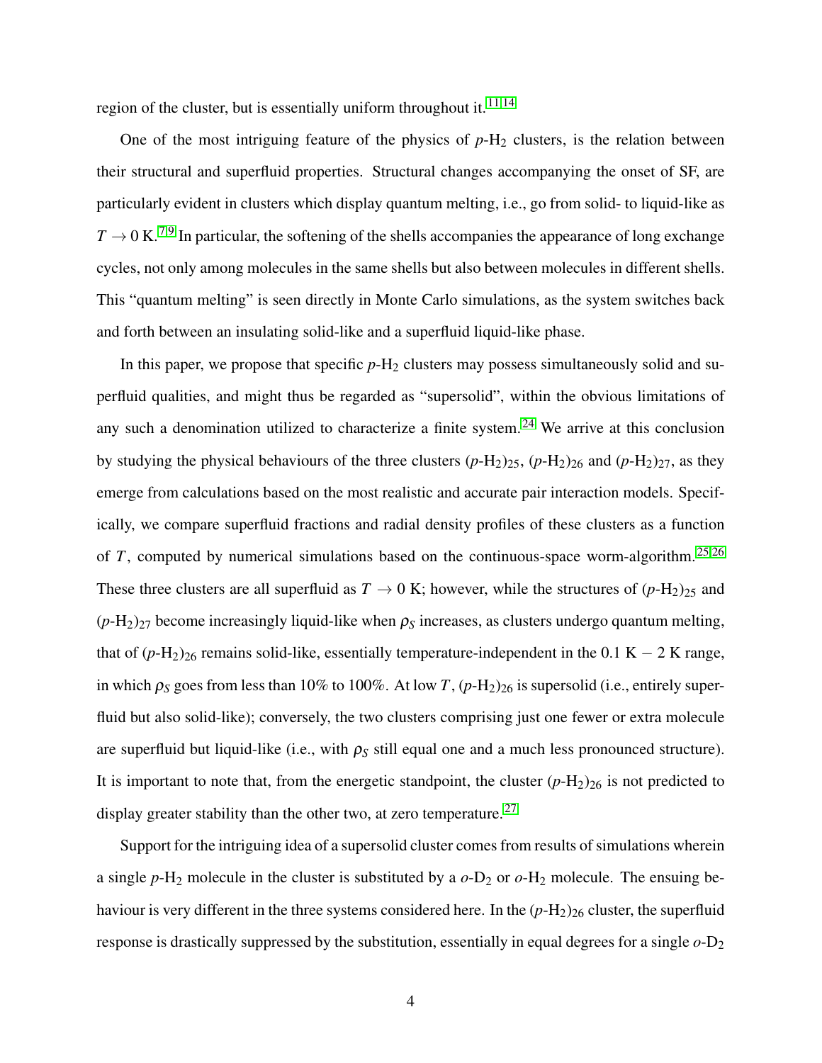region of the cluster, but is essentially uniform throughout it.[11,14]

One of the most intriguing feature of the physics of $p$-$H_2$ clusters, is the relation between their structural and superfluid properties. Structural changes accompanying the onset of SF, are particularly evident in clusters which display quantum melting, i.e., go from solid- to liquid-like as $T \to 0$ K.[7,9] In particular, the softening of the shells accompanies the appearance of long exchange cycles, not only among molecules in the same shells but also between molecules in different shells. This "quantum melting" is seen directly in Monte Carlo simulations, as the system switches back and forth between an insulating solid-like and a superfluid liquid-like phase.

In this paper, we propose that specific $p$-$H_2$ clusters may possess simultaneously solid and superfluid qualities, and might thus be regarded as "supersolid", within the obvious limitations of any such a denomination utilized to characterize a finite system.[24] We arrive at this conclusion by studying the physical behaviours of the three clusters $(p\text{-}H_2)_{25}$, $(p\text{-}H_2)_{26}$ and $(p\text{-}H_2)_{27}$, as they emerge from calculations based on the most realistic and accurate pair interaction models. Specifically, we compare superfluid fractions and radial density profiles of these clusters as a function of $T$, computed by numerical simulations based on the continuous-space worm-algorithm.[25,26] These three clusters are all superfluid as $T \to 0$ K; however, while the structures of $(p\text{-}H_2)_{25}$ and $(p\text{-}H_2)_{27}$ become increasingly liquid-like when $\rho_S$ increases, as clusters undergo quantum melting, that of $(p\text{-}H_2)_{26}$ remains solid-like, essentially temperature-independent in the 0.1 K $-$ 2 K range, in which $\rho_S$ goes from less than 10% to 100%. At low $T$, $(p\text{-}H_2)_{26}$ is supersolid (i.e., entirely superfluid but also solid-like); conversely, the two clusters comprising just one fewer or extra molecule are superfluid but liquid-like (i.e., with $\rho_S$ still equal one and a much less pronounced structure). It is important to note that, from the energetic standpoint, the cluster $(p\text{-}H_2)_{26}$ is not predicted to display greater stability than the other two, at zero temperature.[27]

Support for the intriguing idea of a supersolid cluster comes from results of simulations wherein a single $p$-$H_2$ molecule in the cluster is substituted by a $o$-$D_2$ or $o$-$H_2$ molecule. The ensuing behaviour is very different in the three systems considered here. In the $(p\text{-}H_2)_{26}$ cluster, the superfluid response is drastically suppressed by the substitution, essentially in equal degrees for a single $o$-$D_2$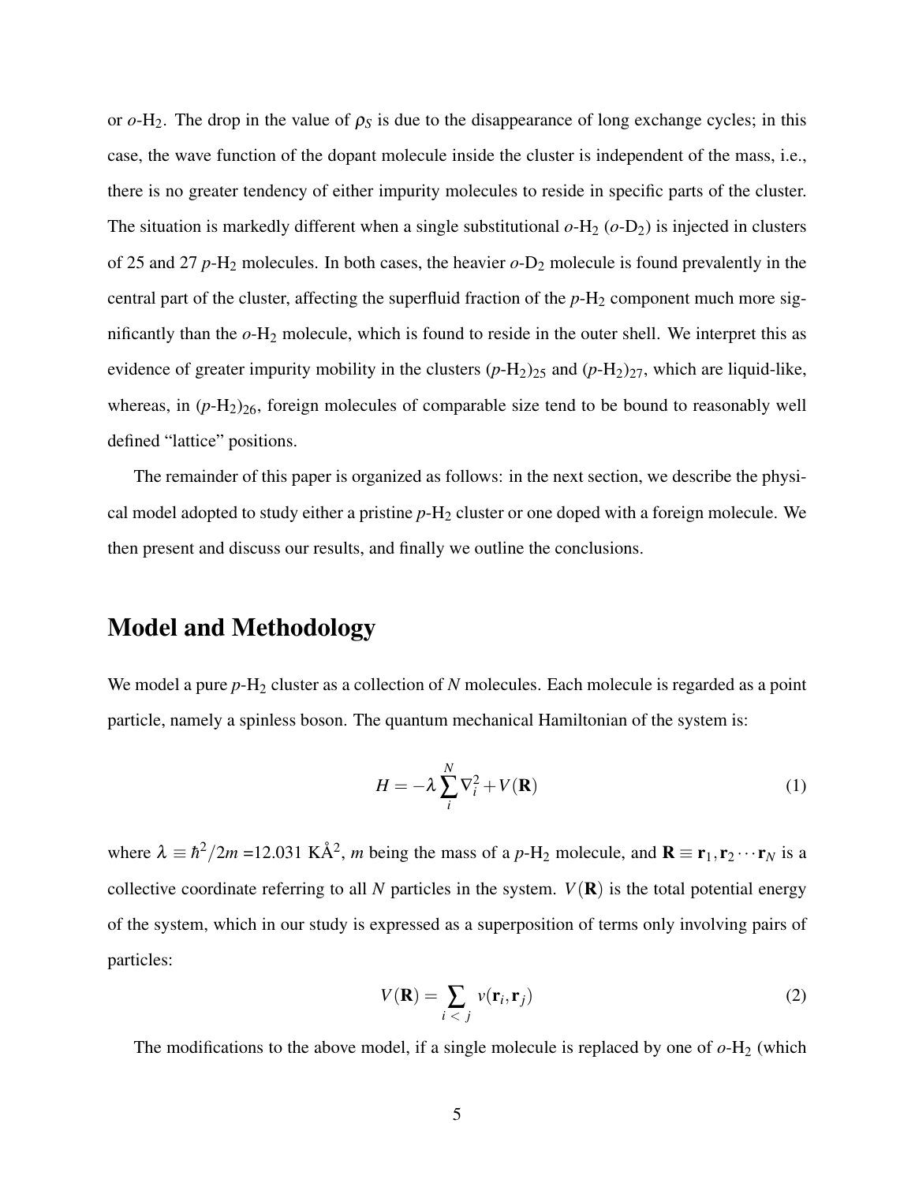or $o$-$H_2$. The drop in the value of $\rho_S$ is due to the disappearance of long exchange cycles; in this case, the wave function of the dopant molecule inside the cluster is independent of the mass, i.e., there is no greater tendency of either impurity molecules to reside in specific parts of the cluster. The situation is markedly different when a single substitutional $o$-$H_2$ ($o$-$D_2$) is injected in clusters of 25 and 27 $p$-$H_2$ molecules. In both cases, the heavier $o$-$D_2$ molecule is found prevalently in the central part of the cluster, affecting the superfluid fraction of the $p$-$H_2$ component much more significantly than the $o$-$H_2$ molecule, which is found to reside in the outer shell. We interpret this as evidence of greater impurity mobility in the clusters $(p\text{-}H_2)_{25}$ and $(p\text{-}H_2)_{27}$, which are liquid-like, whereas, in $(p\text{-}H_2)_{26}$, foreign molecules of comparable size tend to be bound to reasonably well defined "lattice" positions.

The remainder of this paper is organized as follows: in the next section, we describe the physical model adopted to study either a pristine $p$-$H_2$ cluster or one doped with a foreign molecule. We then present and discuss our results, and finally we outline the conclusions.

## Model and Methodology

We model a pure $p$-$H_2$ cluster as a collection of $N$ molecules. Each molecule is regarded as a point particle, namely a spinless boson. The quantum mechanical Hamiltonian of the system is:

$$H = -\lambda \sum_{i}^{N} \nabla_i^2 + V(\mathbf{R}) \tag{1}$$

where $\lambda \equiv \hbar^2/2m$ =12.031 KÅ$^2$, $m$ being the mass of a $p$-$H_2$ molecule, and $\mathbf{R} \equiv \mathbf{r}_1, \mathbf{r}_2 \cdots \mathbf{r}_N$ is a collective coordinate referring to all $N$ particles in the system. $V(\mathbf{R})$ is the total potential energy of the system, which in our study is expressed as a superposition of terms only involving pairs of particles:

$$V(\mathbf{R}) = \sum_{i\,<\,j} v(\mathbf{r}_i, \mathbf{r}_j) \tag{2}$$

The modifications to the above model, if a single molecule is replaced by one of $o$-$H_2$ (which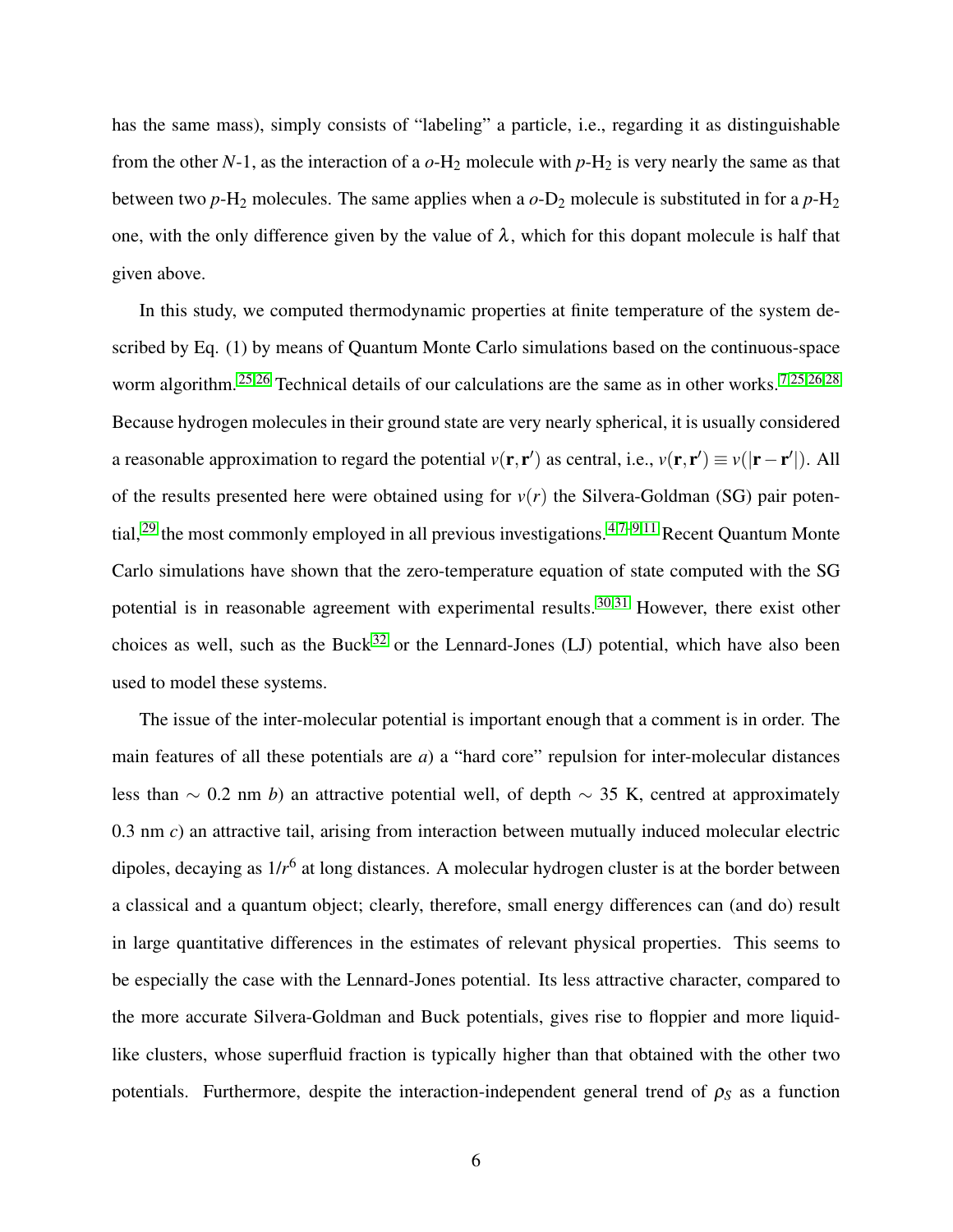has the same mass), simply consists of "labeling" a particle, i.e., regarding it as distinguishable from the other $N$-1, as the interaction of a $o$-$H_2$ molecule with $p$-$H_2$ is very nearly the same as that between two $p$-$H_2$ molecules. The same applies when a $o$-$D_2$ molecule is substituted in for a $p$-$H_2$ one, with the only difference given by the value of $\lambda$, which for this dopant molecule is half that given above.

In this study, we computed thermodynamic properties at finite temperature of the system described by Eq. (1) by means of Quantum Monte Carlo simulations based on the continuous-space worm algorithm.[25,26] Technical details of our calculations are the same as in other works.[7,25,26,28] Because hydrogen molecules in their ground state are very nearly spherical, it is usually considered a reasonable approximation to regard the potential $v(\mathbf{r},\mathbf{r}')$ as central, i.e., $v(\mathbf{r},\mathbf{r}') \equiv v(|\mathbf{r}-\mathbf{r}'|)$. All of the results presented here were obtained using for $v(r)$ the Silvera-Goldman (SG) pair potential,[29] the most commonly employed in all previous investigations.[4,7–9,11] Recent Quantum Monte Carlo simulations have shown that the zero-temperature equation of state computed with the SG potential is in reasonable agreement with experimental results.[30,31] However, there exist other choices as well, such as the Buck[32] or the Lennard-Jones (LJ) potential, which have also been used to model these systems.

The issue of the inter-molecular potential is important enough that a comment is in order. The main features of all these potentials are *a*) a "hard core" repulsion for inter-molecular distances less than $\sim$ 0.2 nm *b*) an attractive potential well, of depth $\sim$ 35 K, centred at approximately 0.3 nm *c*) an attractive tail, arising from interaction between mutually induced molecular electric dipoles, decaying as $1/r^6$ at long distances. A molecular hydrogen cluster is at the border between a classical and a quantum object; clearly, therefore, small energy differences can (and do) result in large quantitative differences in the estimates of relevant physical properties. This seems to be especially the case with the Lennard-Jones potential. Its less attractive character, compared to the more accurate Silvera-Goldman and Buck potentials, gives rise to floppier and more liquid-like clusters, whose superfluid fraction is typically higher than that obtained with the other two potentials. Furthermore, despite the interaction-independent general trend of $\rho_S$ as a function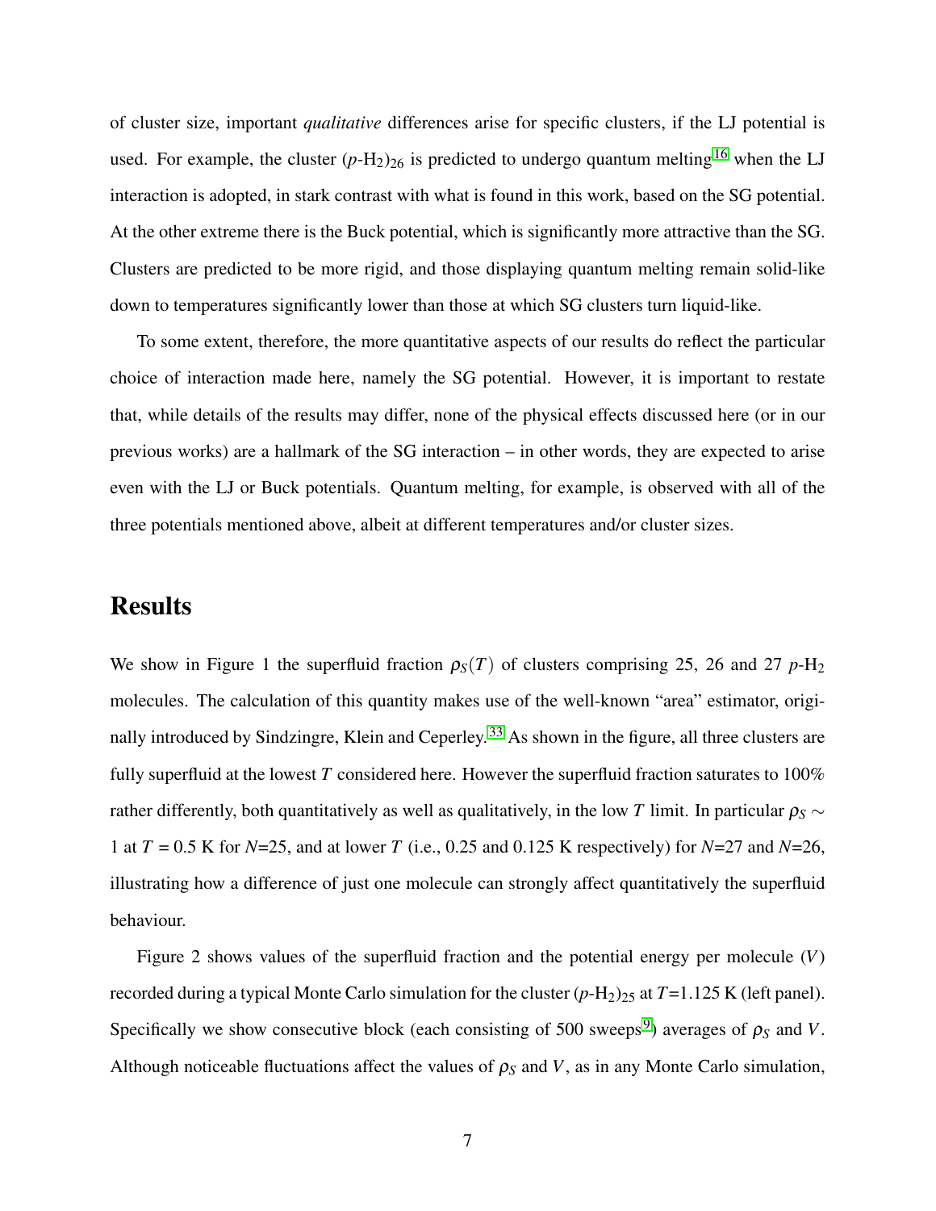of cluster size, important *qualitative* differences arise for specific clusters, if the LJ potential is used. For example, the cluster ($p$-$H_2$)$_{26}$ is predicted to undergo quantum melting[16] when the LJ interaction is adopted, in stark contrast with what is found in this work, based on the SG potential. At the other extreme there is the Buck potential, which is significantly more attractive than the SG. Clusters are predicted to be more rigid, and those displaying quantum melting remain solid-like down to temperatures significantly lower than those at which SG clusters turn liquid-like.

To some extent, therefore, the more quantitative aspects of our results do reflect the particular choice of interaction made here, namely the SG potential. However, it is important to restate that, while details of the results may differ, none of the physical effects discussed here (or in our previous works) are a hallmark of the SG interaction – in other words, they are expected to arise even with the LJ or Buck potentials. Quantum melting, for example, is observed with all of the three potentials mentioned above, albeit at different temperatures and/or cluster sizes.

# Results

We show in Figure 1 the superfluid fraction $\rho_S(T)$ of clusters comprising 25, 26 and 27 $p$-$H_2$ molecules. The calculation of this quantity makes use of the well-known "area" estimator, originally introduced by Sindzingre, Klein and Ceperley.[33] As shown in the figure, all three clusters are fully superfluid at the lowest $T$ considered here. However the superfluid fraction saturates to 100% rather differently, both quantitatively as well as qualitatively, in the low $T$ limit. In particular $\rho_S \sim 1$ at $T$ = 0.5 K for $N$=25, and at lower $T$ (i.e., 0.25 and 0.125 K respectively) for $N$=27 and $N$=26, illustrating how a difference of just one molecule can strongly affect quantitatively the superfluid behaviour.

Figure 2 shows values of the superfluid fraction and the potential energy per molecule ($V$) recorded during a typical Monte Carlo simulation for the cluster ($p$-$H_2$)$_{25}$ at $T$=1.125 K (left panel). Specifically we show consecutive block (each consisting of 500 sweeps[9]) averages of $\rho_S$ and $V$. Although noticeable fluctuations affect the values of $\rho_S$ and $V$, as in any Monte Carlo simulation,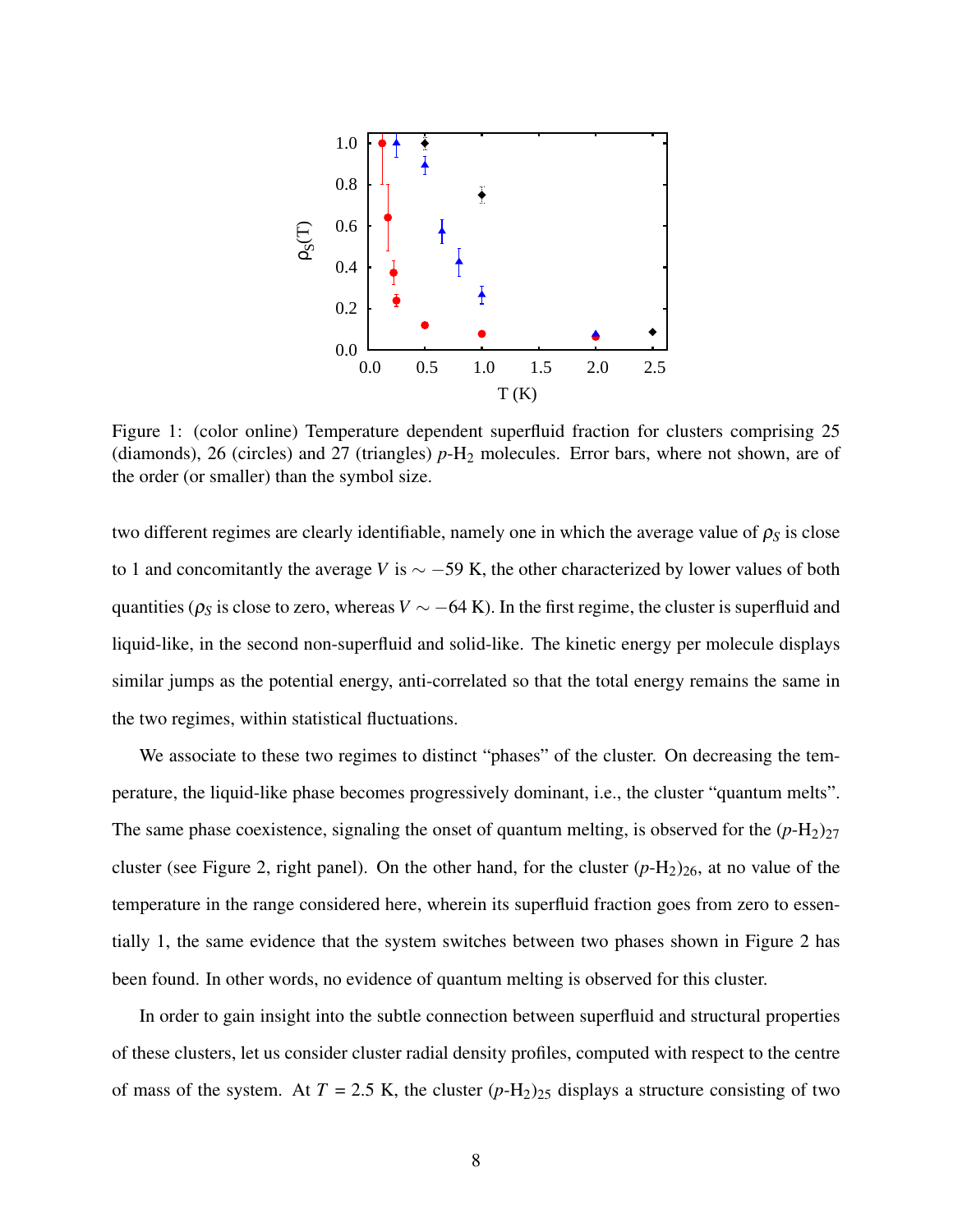$\rho_S(T)$

1.0
0.8
0.6
0.4
0.2
0.0

0.0 0.5 1.0 1.5 2.0 2.5

T (K)

Figure 1: (color online) Temperature dependent superfluid fraction for clusters comprising 25 (diamonds), 26 (circles) and 27 (triangles) $p$-$H_2$ molecules. Error bars, where not shown, are of the order (or smaller) than the symbol size.

two different regimes are clearly identifiable, namely one in which the average value of $\rho_S$ is close to 1 and concomitantly the average $V$ is $\sim -59$ K, the other characterized by lower values of both quantities ($\rho_S$ is close to zero, whereas $V \sim -64$ K). In the first regime, the cluster is superfluid and liquid-like, in the second non-superfluid and solid-like. The kinetic energy per molecule displays similar jumps as the potential energy, anti-correlated so that the total energy remains the same in the two regimes, within statistical fluctuations.

We associate to these two regimes to distinct "phases" of the cluster. On decreasing the temperature, the liquid-like phase becomes progressively dominant, i.e., the cluster "quantum melts". The same phase coexistence, signaling the onset of quantum melting, is observed for the $(p\text{-}H_2)_{27}$ cluster (see Figure 2, right panel). On the other hand, for the cluster $(p\text{-}H_2)_{26}$, at no value of the temperature in the range considered here, wherein its superfluid fraction goes from zero to essentially 1, the same evidence that the system switches between two phases shown in Figure 2 has been found. In other words, no evidence of quantum melting is observed for this cluster.

In order to gain insight into the subtle connection between superfluid and structural properties of these clusters, let us consider cluster radial density profiles, computed with respect to the centre of mass of the system. At $T = 2.5$ K, the cluster $(p\text{-}H_2)_{25}$ displays a structure consisting of two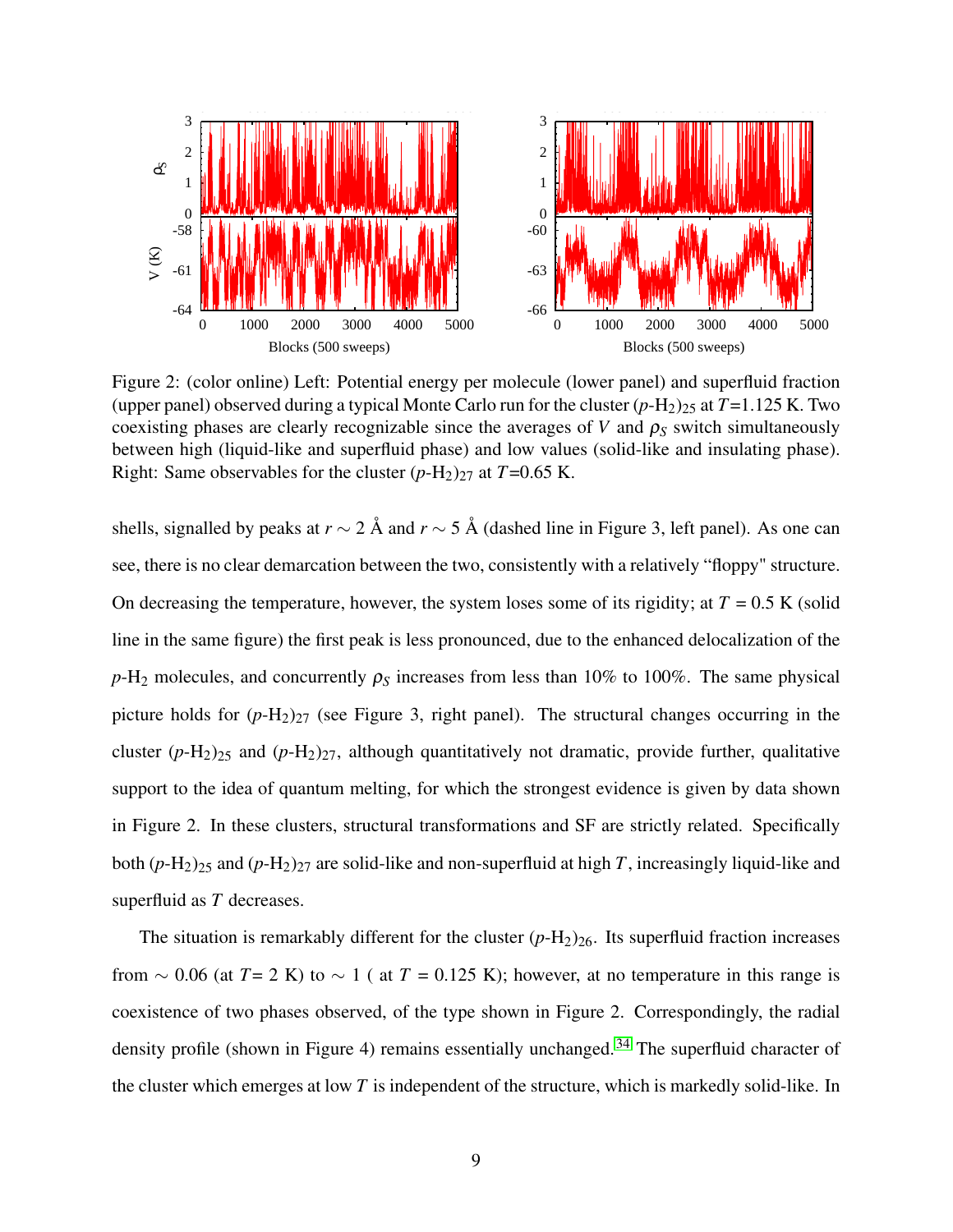$\rho_S$

3
2
1
0

V (K)

-58
-61
-64

0 1000 2000 3000 4000 5000

Blocks (500 sweeps)

3
2
1
0

-60
-63
-66

0 1000 2000 3000 4000 5000

Blocks (500 sweeps)

Figure 2: (color online) Left: Potential energy per molecule (lower panel) and superfluid fraction (upper panel) observed during a typical Monte Carlo run for the cluster ($p$-$H_2$)$_{25}$ at $T$=1.125 K. Two coexisting phases are clearly recognizable since the averages of $V$ and $\rho_S$ switch simultaneously between high (liquid-like and superfluid phase) and low values (solid-like and insulating phase). Right: Same observables for the cluster ($p$-$H_2$)$_{27}$ at $T$=0.65 K.

shells, signalled by peaks at $r \sim 2$ Å and $r \sim 5$ Å (dashed line in Figure 3, left panel). As one can see, there is no clear demarcation between the two, consistently with a relatively "floppy" structure. On decreasing the temperature, however, the system loses some of its rigidity; at $T$ = 0.5 K (solid line in the same figure) the first peak is less pronounced, due to the enhanced delocalization of the $p$-$H_2$ molecules, and concurrently $\rho_S$ increases from less than 10% to 100%. The same physical picture holds for ($p$-$H_2$)$_{27}$ (see Figure 3, right panel). The structural changes occurring in the cluster ($p$-$H_2$)$_{25}$ and ($p$-$H_2$)$_{27}$, although quantitatively not dramatic, provide further, qualitative support to the idea of quantum melting, for which the strongest evidence is given by data shown in Figure 2. In these clusters, structural transformations and SF are strictly related. Specifically both ($p$-$H_2$)$_{25}$ and ($p$-$H_2$)$_{27}$ are solid-like and non-superfluid at high $T$, increasingly liquid-like and superfluid as $T$ decreases.

The situation is remarkably different for the cluster ($p$-$H_2$)$_{26}$. Its superfluid fraction increases from $\sim$ 0.06 (at $T$= 2 K) to $\sim$ 1 ( at $T$ = 0.125 K); however, at no temperature in this range is coexistence of two phases observed, of the type shown in Figure 2. Correspondingly, the radial density profile (shown in Figure 4) remains essentially unchanged.[34] The superfluid character of the cluster which emerges at low $T$ is independent of the structure, which is markedly solid-like. In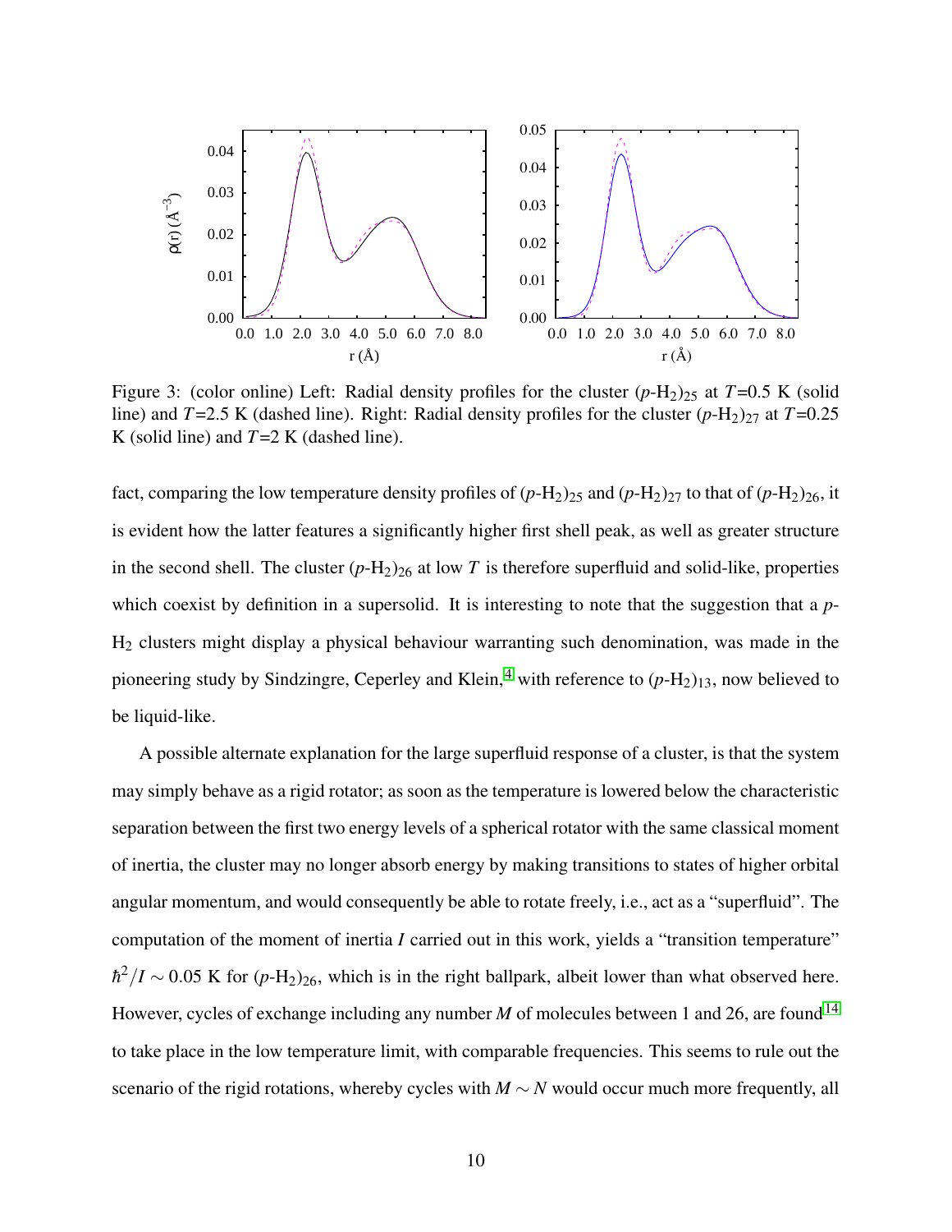0.04
0.03
0.02
0.01
0.00
ρ(r) (Å$^{-3}$)
0.0 1.0 2.0 3.0 4.0 5.0 6.0 7.0 8.0
r (Å)

0.05
0.04
0.03
0.02
0.01
0.00
0.0 1.0 2.0 3.0 4.0 5.0 6.0 7.0 8.0
r (Å)

Figure 3: (color online) Left: Radial density profiles for the cluster ($p$-$H_2$)$_{25}$ at $T$=0.5 K (solid line) and $T$=2.5 K (dashed line). Right: Radial density profiles for the cluster ($p$-$H_2$)$_{27}$ at $T$=0.25 K (solid line) and $T$=2 K (dashed line).

fact, comparing the low temperature density profiles of ($p$-$H_2$)$_{25}$ and ($p$-$H_2$)$_{27}$ to that of ($p$-$H_2$)$_{26}$, it is evident how the latter features a significantly higher first shell peak, as well as greater structure in the second shell. The cluster ($p$-$H_2$)$_{26}$ at low $T$ is therefore superfluid and solid-like, properties which coexist by definition in a supersolid. It is interesting to note that the suggestion that a $p$-$H_2$ clusters might display a physical behaviour warranting such denomination, was made in the pioneering study by Sindzingre, Ceperley and Klein,[4] with reference to ($p$-$H_2$)$_{13}$, now believed to be liquid-like.

A possible alternate explanation for the large superfluid response of a cluster, is that the system may simply behave as a rigid rotator; as soon as the temperature is lowered below the characteristic separation between the first two energy levels of a spherical rotator with the same classical moment of inertia, the cluster may no longer absorb energy by making transitions to states of higher orbital angular momentum, and would consequently be able to rotate freely, i.e., act as a "superfluid". The computation of the moment of inertia $I$ carried out in this work, yields a "transition temperature" $\hbar^2/I \sim 0.05$ K for ($p$-$H_2$)$_{26}$, which is in the right ballpark, albeit lower than what observed here. However, cycles of exchange including any number $M$ of molecules between 1 and 26, are found[14] to take place in the low temperature limit, with comparable frequencies. This seems to rule out the scenario of the rigid rotations, whereby cycles with $M \sim N$ would occur much more frequently, all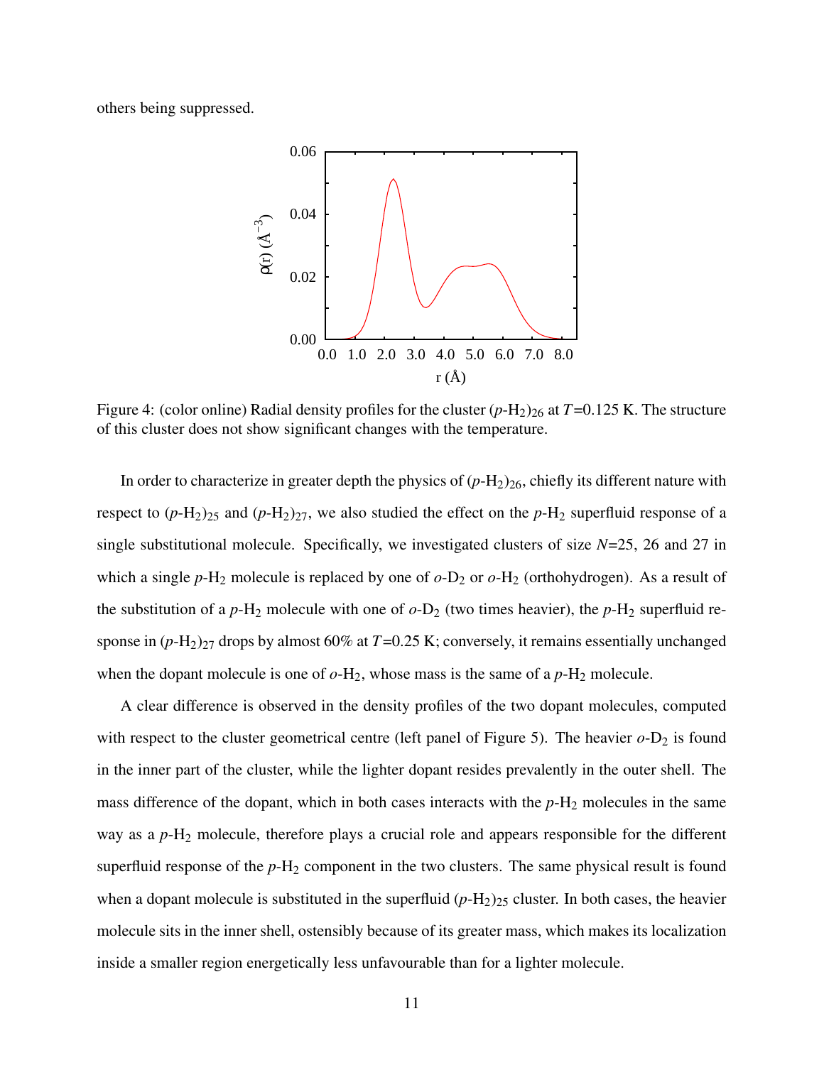others being suppressed.

0.06
0.04
0.02
0.00
$\rho(r)$ (Å$^{-3}$)
0.0 1.0 2.0 3.0 4.0 5.0 6.0 7.0 8.0
r (Å)

Figure 4: (color online) Radial density profiles for the cluster $(p\text{-H}_2)_{26}$ at $T$=0.125 K. The structure of this cluster does not show significant changes with the temperature.

In order to characterize in greater depth the physics of $(p\text{-H}_2)_{26}$, chiefly its different nature with respect to $(p\text{-H}_2)_{25}$ and $(p\text{-H}_2)_{27}$, we also studied the effect on the $p\text{-H}_2$ superfluid response of a single substitutional molecule. Specifically, we investigated clusters of size $N$=25, 26 and 27 in which a single $p\text{-H}_2$ molecule is replaced by one of $o\text{-D}_2$ or $o\text{-H}_2$ (orthohydrogen). As a result of the substitution of a $p\text{-H}_2$ molecule with one of $o\text{-D}_2$ (two times heavier), the $p\text{-H}_2$ superfluid response in $(p\text{-H}_2)_{27}$ drops by almost 60% at $T$=0.25 K; conversely, it remains essentially unchanged when the dopant molecule is one of $o\text{-H}_2$, whose mass is the same of a $p\text{-H}_2$ molecule.

A clear difference is observed in the density profiles of the two dopant molecules, computed with respect to the cluster geometrical centre (left panel of Figure 5). The heavier $o\text{-D}_2$ is found in the inner part of the cluster, while the lighter dopant resides prevalently in the outer shell. The mass difference of the dopant, which in both cases interacts with the $p\text{-H}_2$ molecules in the same way as a $p\text{-H}_2$ molecule, therefore plays a crucial role and appears responsible for the different superfluid response of the $p\text{-H}_2$ component in the two clusters. The same physical result is found when a dopant molecule is substituted in the superfluid $(p\text{-H}_2)_{25}$ cluster. In both cases, the heavier molecule sits in the inner shell, ostensibly because of its greater mass, which makes its localization inside a smaller region energetically less unfavourable than for a lighter molecule.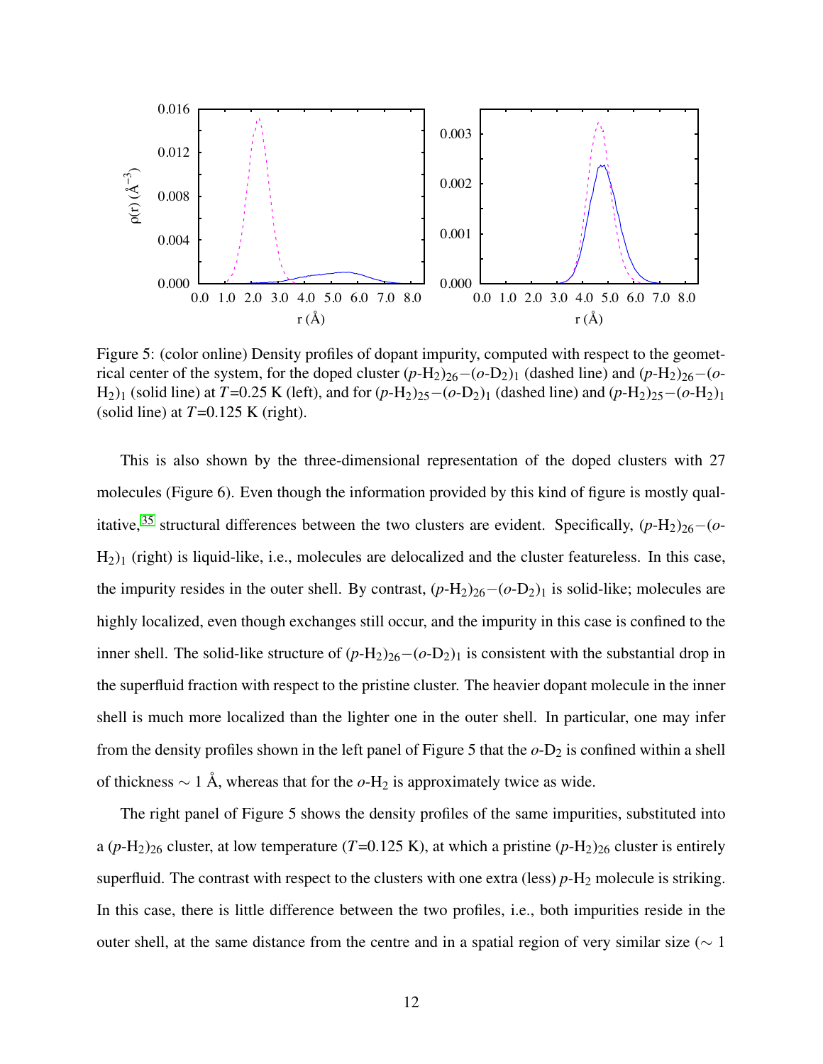0.016
0.012
0.008
0.004
0.000
ρ(r) (Å$^{-3}$)
0.0 1.0 2.0 3.0 4.0 5.0 6.0 7.0 8.0
r (Å)

0.003
0.002
0.001
0.000
0.0 1.0 2.0 3.0 4.0 5.0 6.0 7.0 8.0
r (Å)

Figure 5: (color online) Density profiles of dopant impurity, computed with respect to the geometrical center of the system, for the doped cluster ($p$-$H_2$)$_{26}$−($o$-$D_2$)$_1$ (dashed line) and ($p$-$H_2$)$_{26}$−($o$-$H_2$)$_1$ (solid line) at $T$=0.25 K (left), and for ($p$-$H_2$)$_{25}$−($o$-$D_2$)$_1$ (dashed line) and ($p$-$H_2$)$_{25}$−($o$-$H_2$)$_1$ (solid line) at $T$=0.125 K (right).

This is also shown by the three-dimensional representation of the doped clusters with 27 molecules (Figure 6). Even though the information provided by this kind of figure is mostly qualitative,[35] structural differences between the two clusters are evident. Specifically, ($p$-$H_2$)$_{26}$−($o$-$H_2$)$_1$ (right) is liquid-like, i.e., molecules are delocalized and the cluster featureless. In this case, the impurity resides in the outer shell. By contrast, ($p$-$H_2$)$_{26}$−($o$-$D_2$)$_1$ is solid-like; molecules are highly localized, even though exchanges still occur, and the impurity in this case is confined to the inner shell. The solid-like structure of ($p$-$H_2$)$_{26}$−($o$-$D_2$)$_1$ is consistent with the substantial drop in the superfluid fraction with respect to the pristine cluster. The heavier dopant molecule in the inner shell is much more localized than the lighter one in the outer shell. In particular, one may infer from the density profiles shown in the left panel of Figure 5 that the $o$-$D_2$ is confined within a shell of thickness ∼ 1 Å, whereas that for the $o$-$H_2$ is approximately twice as wide.

The right panel of Figure 5 shows the density profiles of the same impurities, substituted into a ($p$-$H_2$)$_{26}$ cluster, at low temperature ($T$=0.125 K), at which a pristine ($p$-$H_2$)$_{26}$ cluster is entirely superfluid. The contrast with respect to the clusters with one extra (less) $p$-$H_2$ molecule is striking. In this case, there is little difference between the two profiles, i.e., both impurities reside in the outer shell, at the same distance from the centre and in a spatial region of very similar size (∼ 1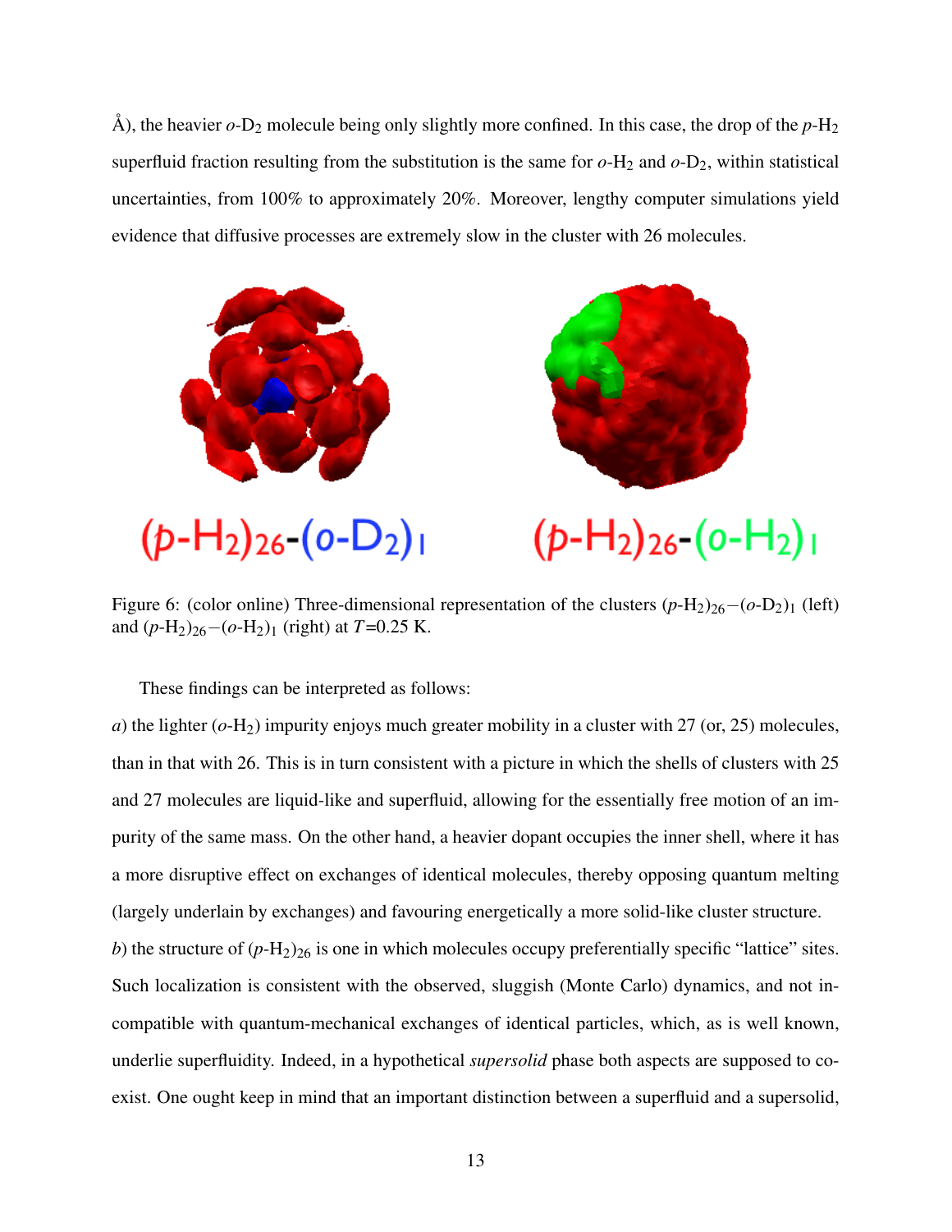Å), the heavier $o$-$D_2$ molecule being only slightly more confined. In this case, the drop of the $p$-$H_2$ superfluid fraction resulting from the substitution is the same for $o$-$H_2$ and $o$-$D_2$, within statistical uncertainties, from 100% to approximately 20%. Moreover, lengthy computer simulations yield evidence that diffusive processes are extremely slow in the cluster with 26 molecules.

$(p\text{-}H_2)_{26}$-$(o\text{-}D_2)_1$

$(p\text{-}H_2)_{26}$-$(o\text{-}H_2)_1$

Figure 6: (color online) Three-dimensional representation of the clusters $(p\text{-}H_2)_{26}-(o\text{-}D_2)_1$ (left) and $(p\text{-}H_2)_{26}-(o\text{-}H_2)_1$ (right) at $T$=0.25 K.

These findings can be interpreted as follows:

*a*) the lighter ($o$-$H_2$) impurity enjoys much greater mobility in a cluster with 27 (or, 25) molecules, than in that with 26. This is in turn consistent with a picture in which the shells of clusters with 25 and 27 molecules are liquid-like and superfluid, allowing for the essentially free motion of an impurity of the same mass. On the other hand, a heavier dopant occupies the inner shell, where it has a more disruptive effect on exchanges of identical molecules, thereby opposing quantum melting (largely underlain by exchanges) and favouring energetically a more solid-like cluster structure.

*b*) the structure of $(p\text{-}H_2)_{26}$ is one in which molecules occupy preferentially specific "lattice" sites. Such localization is consistent with the observed, sluggish (Monte Carlo) dynamics, and not incompatible with quantum-mechanical exchanges of identical particles, which, as is well known, underlie superfluidity. Indeed, in a hypothetical *supersolid* phase both aspects are supposed to coexist. One ought keep in mind that an important distinction between a superfluid and a supersolid,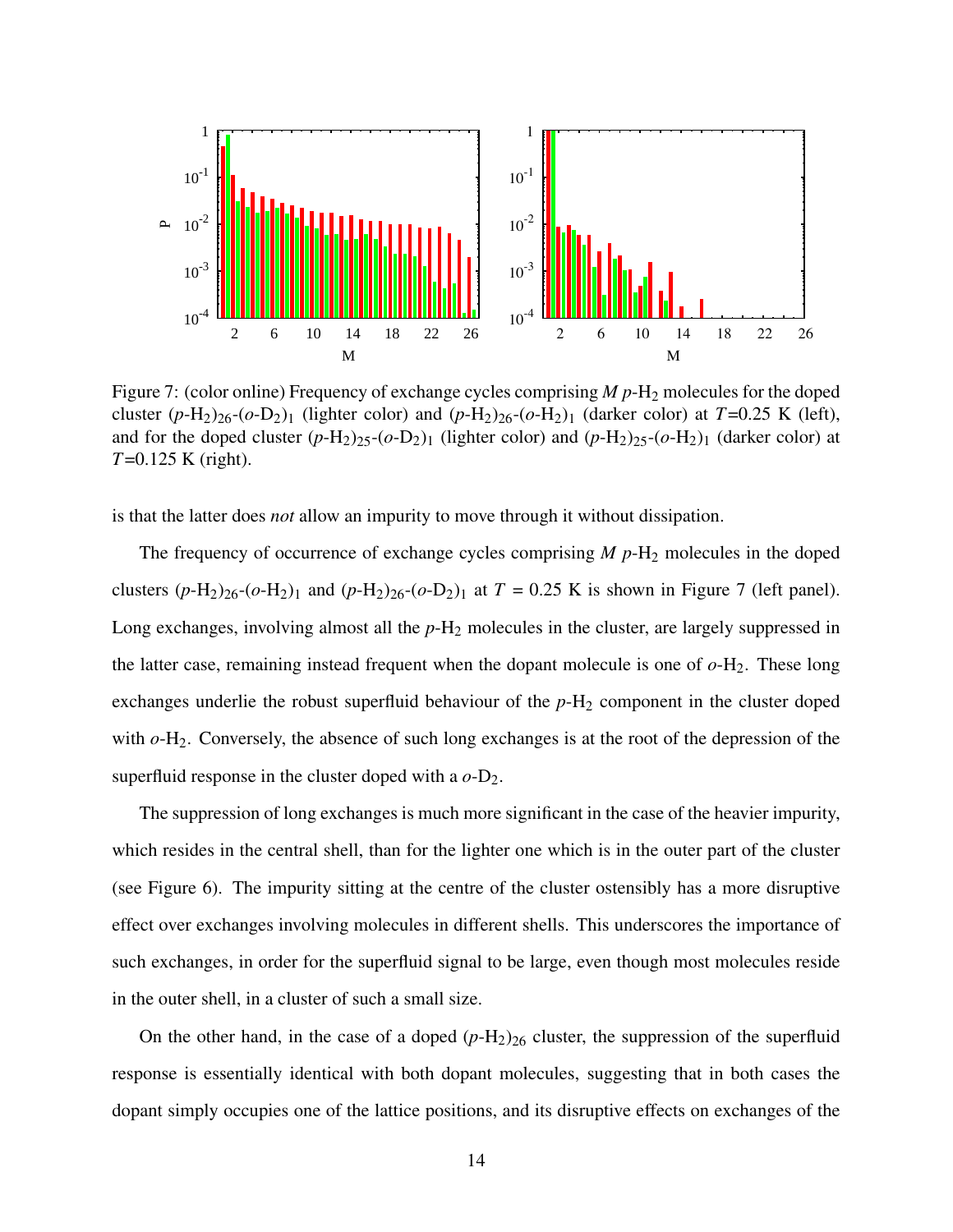1

$10^{-1}$

p $10^{-2}$

$10^{-3}$

$10^{-4}$

2 6 10 14 18 22 26

M

1

$10^{-1}$

$10^{-2}$

$10^{-3}$

$10^{-4}$

2 6 10 14 18 22 26

M

Figure 7: (color online) Frequency of exchange cycles comprising $M$ $p$-$H_2$ molecules for the doped cluster $(p\text{-}H_2)_{26}$-$(o\text{-}D_2)_1$ (lighter color) and $(p\text{-}H_2)_{26}$-$(o\text{-}H_2)_1$ (darker color) at $T$=0.25 K (left), and for the doped cluster $(p\text{-}H_2)_{25}$-$(o\text{-}D_2)_1$ (lighter color) and $(p\text{-}H_2)_{25}$-$(o\text{-}H_2)_1$ (darker color) at $T$=0.125 K (right).

is that the latter does *not* allow an impurity to move through it without dissipation.

The frequency of occurrence of exchange cycles comprising $M$ $p$-$H_2$ molecules in the doped clusters $(p\text{-}H_2)_{26}$-$(o\text{-}H_2)_1$ and $(p\text{-}H_2)_{26}$-$(o\text{-}D_2)_1$ at $T$ = 0.25 K is shown in Figure 7 (left panel). Long exchanges, involving almost all the $p$-$H_2$ molecules in the cluster, are largely suppressed in the latter case, remaining instead frequent when the dopant molecule is one of $o$-$H_2$. These long exchanges underlie the robust superfluid behaviour of the $p$-$H_2$ component in the cluster doped with $o$-$H_2$. Conversely, the absence of such long exchanges is at the root of the depression of the superfluid response in the cluster doped with a $o$-$D_2$.

The suppression of long exchanges is much more significant in the case of the heavier impurity, which resides in the central shell, than for the lighter one which is in the outer part of the cluster (see Figure 6). The impurity sitting at the centre of the cluster ostensibly has a more disruptive effect over exchanges involving molecules in different shells. This underscores the importance of such exchanges, in order for the superfluid signal to be large, even though most molecules reside in the outer shell, in a cluster of such a small size.

On the other hand, in the case of a doped $(p\text{-}H_2)_{26}$ cluster, the suppression of the superfluid response is essentially identical with both dopant molecules, suggesting that in both cases the dopant simply occupies one of the lattice positions, and its disruptive effects on exchanges of the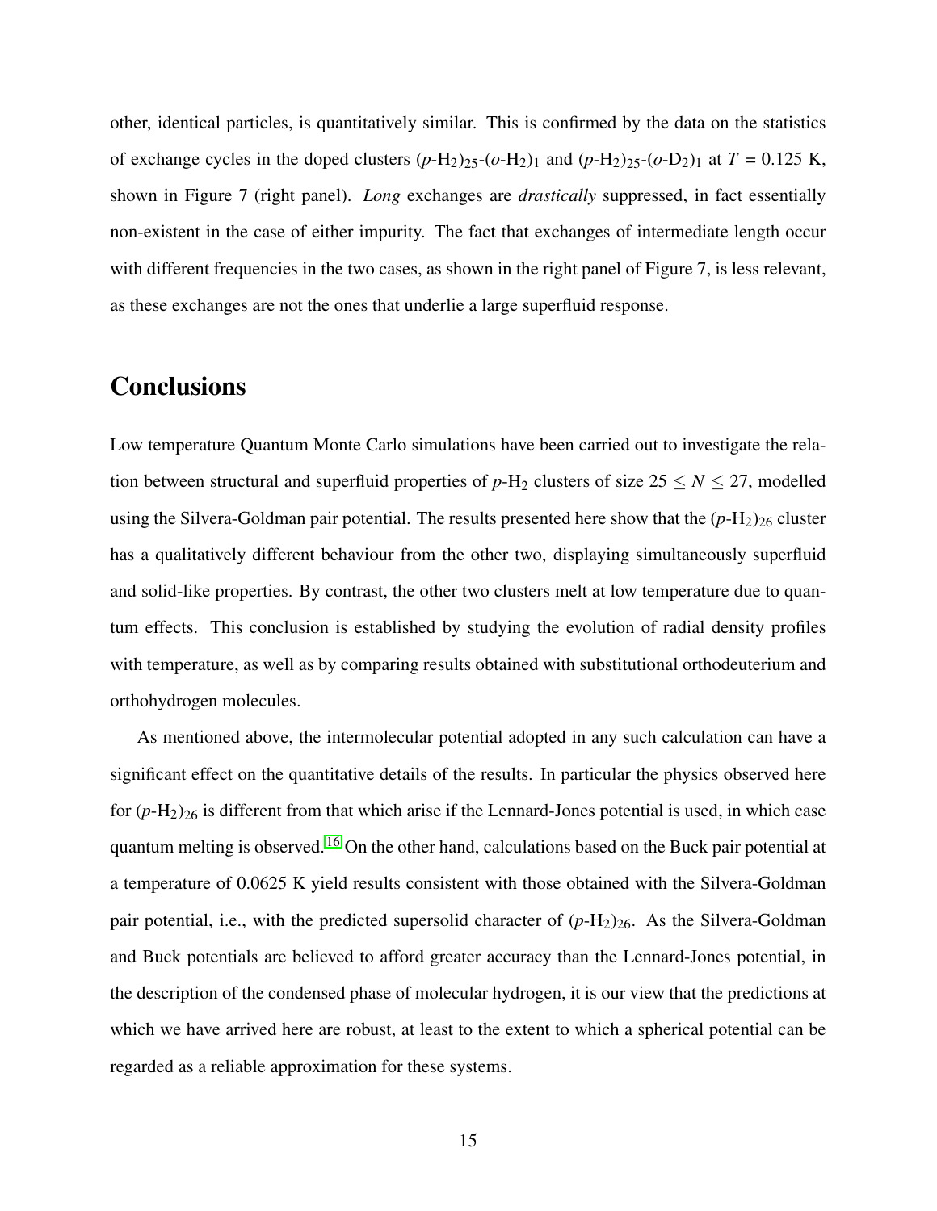other, identical particles, is quantitatively similar. This is confirmed by the data on the statistics of exchange cycles in the doped clusters ($p$-$H_2$)$_{25}$-($o$-$H_2$)$_1$ and ($p$-$H_2$)$_{25}$-($o$-$D_2$)$_1$ at $T$ = 0.125 K, shown in Figure 7 (right panel). *Long* exchanges are *drastically* suppressed, in fact essentially non-existent in the case of either impurity. The fact that exchanges of intermediate length occur with different frequencies in the two cases, as shown in the right panel of Figure 7, is less relevant, as these exchanges are not the ones that underlie a large superfluid response.

# Conclusions

Low temperature Quantum Monte Carlo simulations have been carried out to investigate the relation between structural and superfluid properties of $p$-$H_2$ clusters of size $25 \leq N \leq 27$, modelled using the Silvera-Goldman pair potential. The results presented here show that the ($p$-$H_2$)$_{26}$ cluster has a qualitatively different behaviour from the other two, displaying simultaneously superfluid and solid-like properties. By contrast, the other two clusters melt at low temperature due to quantum effects. This conclusion is established by studying the evolution of radial density profiles with temperature, as well as by comparing results obtained with substitutional orthodeuterium and orthohydrogen molecules.

As mentioned above, the intermolecular potential adopted in any such calculation can have a significant effect on the quantitative details of the results. In particular the physics observed here for ($p$-$H_2$)$_{26}$ is different from that which arise if the Lennard-Jones potential is used, in which case quantum melting is observed.[16] On the other hand, calculations based on the Buck pair potential at a temperature of 0.0625 K yield results consistent with those obtained with the Silvera-Goldman pair potential, i.e., with the predicted supersolid character of ($p$-$H_2$)$_{26}$. As the Silvera-Goldman and Buck potentials are believed to afford greater accuracy than the Lennard-Jones potential, in the description of the condensed phase of molecular hydrogen, it is our view that the predictions at which we have arrived here are robust, at least to the extent to which a spherical potential can be regarded as a reliable approximation for these systems.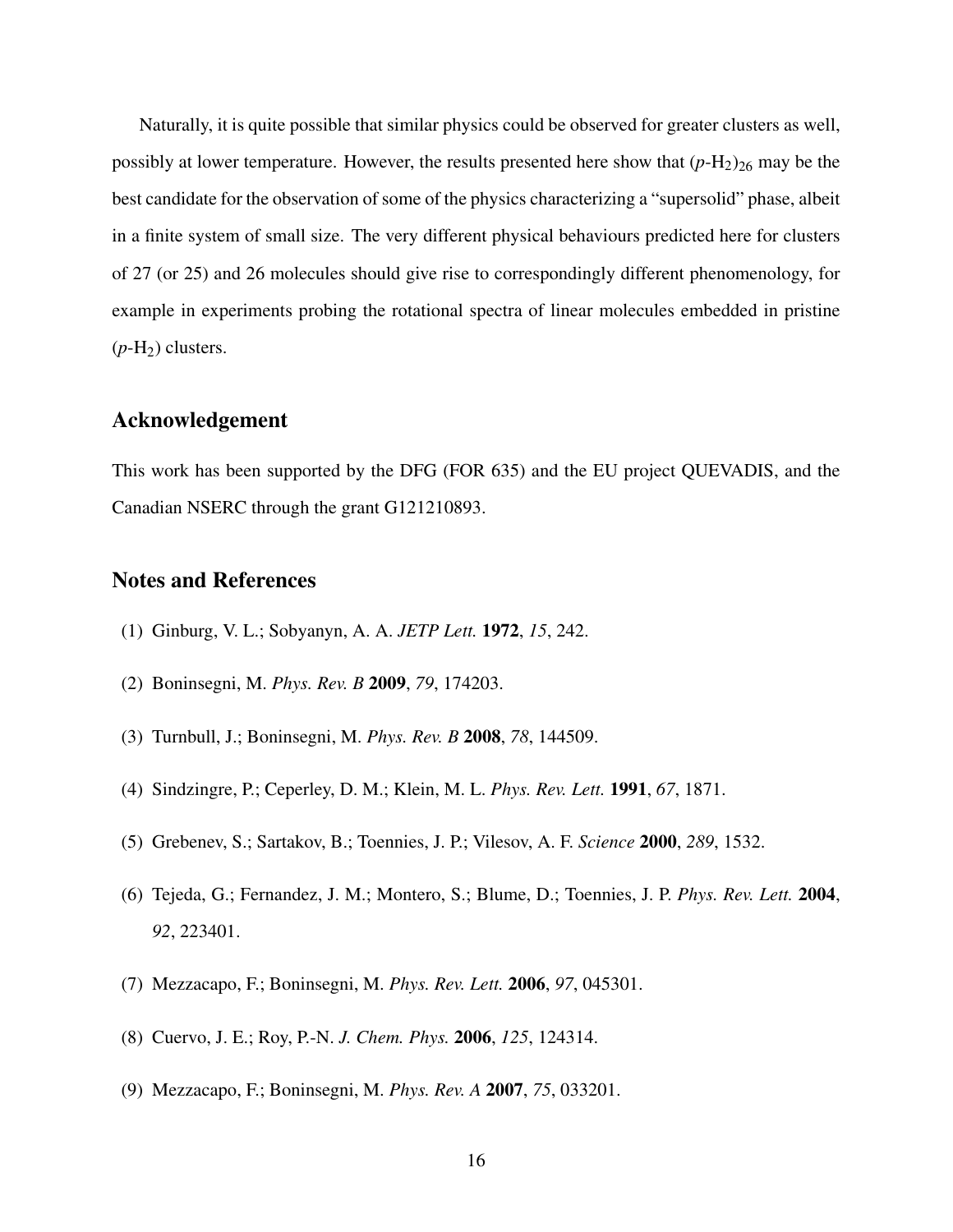Naturally, it is quite possible that similar physics could be observed for greater clusters as well, possibly at lower temperature. However, the results presented here show that $(p\text{-H}_2)_{26}$ may be the best candidate for the observation of some of the physics characterizing a "supersolid" phase, albeit in a finite system of small size. The very different physical behaviours predicted here for clusters of 27 (or 25) and 26 molecules should give rise to correspondingly different phenomenology, for example in experiments probing the rotational spectra of linear molecules embedded in pristine $(p\text{-H}_2)$ clusters.

## Acknowledgement

This work has been supported by the DFG (FOR 635) and the EU project QUEVADIS, and the Canadian NSERC through the grant G121210893.

## Notes and References

(1) Ginburg, V. L.; Sobyanyn, A. A. *JETP Lett.* **1972**, *15*, 242.

(2) Boninsegni, M. *Phys. Rev. B* **2009**, *79*, 174203.

(3) Turnbull, J.; Boninsegni, M. *Phys. Rev. B* **2008**, *78*, 144509.

(4) Sindzingre, P.; Ceperley, D. M.; Klein, M. L. *Phys. Rev. Lett.* **1991**, *67*, 1871.

(5) Grebenev, S.; Sartakov, B.; Toennies, J. P.; Vilesov, A. F. *Science* **2000**, *289*, 1532.

(6) Tejeda, G.; Fernandez, J. M.; Montero, S.; Blume, D.; Toennies, J. P. *Phys. Rev. Lett.* **2004**, *92*, 223401.

(7) Mezzacapo, F.; Boninsegni, M. *Phys. Rev. Lett.* **2006**, *97*, 045301.

(8) Cuervo, J. E.; Roy, P.-N. *J. Chem. Phys.* **2006**, *125*, 124314.

(9) Mezzacapo, F.; Boninsegni, M. *Phys. Rev. A* **2007**, *75*, 033201.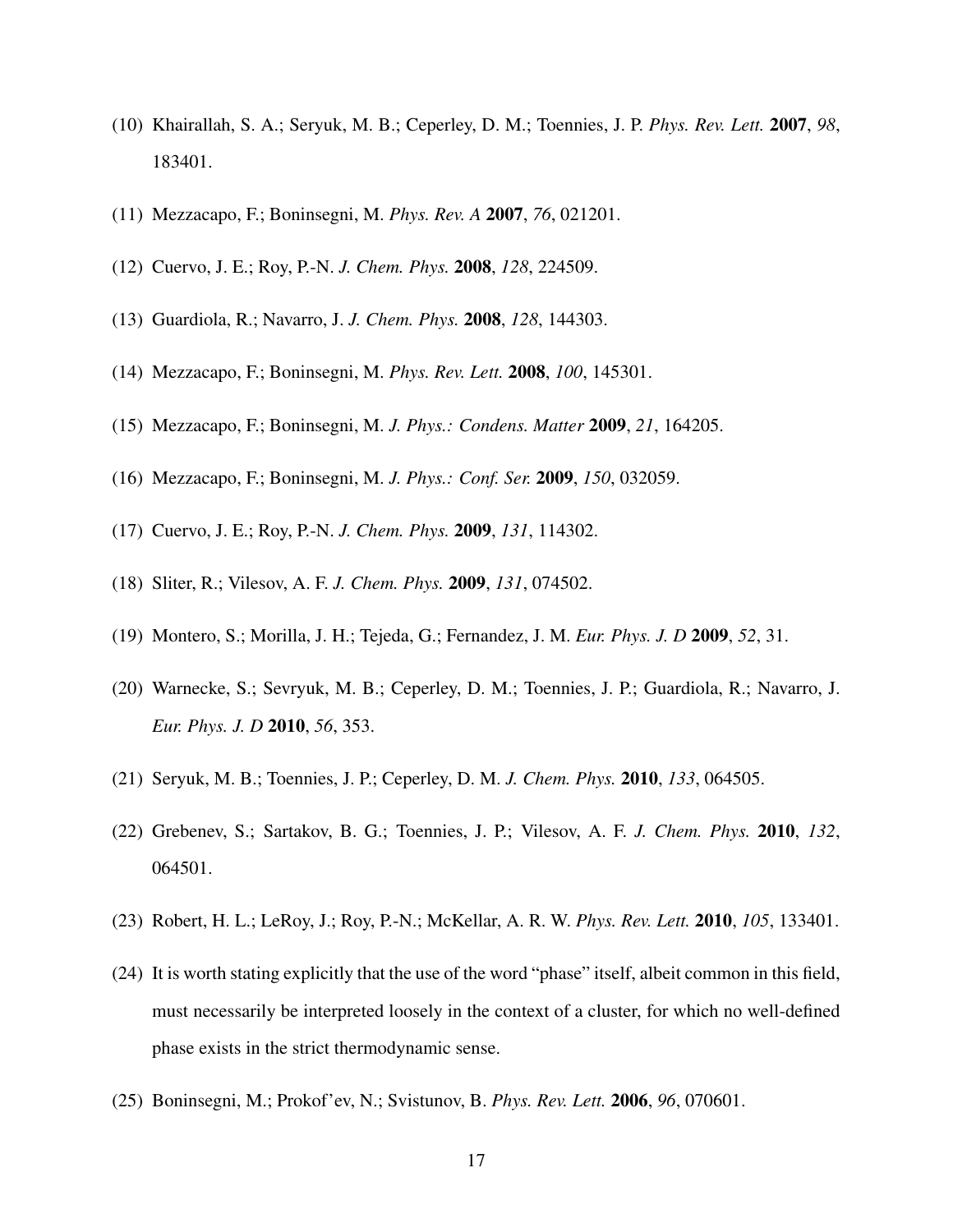(10) Khairallah, S. A.; Seryuk, M. B.; Ceperley, D. M.; Toennies, J. P. *Phys. Rev. Lett.* **2007**, *98*, 183401.

(11) Mezzacapo, F.; Boninsegni, M. *Phys. Rev. A* **2007**, *76*, 021201.

(12) Cuervo, J. E.; Roy, P.-N. *J. Chem. Phys.* **2008**, *128*, 224509.

(13) Guardiola, R.; Navarro, J. *J. Chem. Phys.* **2008**, *128*, 144303.

(14) Mezzacapo, F.; Boninsegni, M. *Phys. Rev. Lett.* **2008**, *100*, 145301.

(15) Mezzacapo, F.; Boninsegni, M. *J. Phys.: Condens. Matter* **2009**, *21*, 164205.

(16) Mezzacapo, F.; Boninsegni, M. *J. Phys.: Conf. Ser.* **2009**, *150*, 032059.

(17) Cuervo, J. E.; Roy, P.-N. *J. Chem. Phys.* **2009**, *131*, 114302.

(18) Sliter, R.; Vilesov, A. F. *J. Chem. Phys.* **2009**, *131*, 074502.

(19) Montero, S.; Morilla, J. H.; Tejeda, G.; Fernandez, J. M. *Eur. Phys. J. D* **2009**, *52*, 31.

(20) Warnecke, S.; Sevryuk, M. B.; Ceperley, D. M.; Toennies, J. P.; Guardiola, R.; Navarro, J. *Eur. Phys. J. D* **2010**, *56*, 353.

(21) Seryuk, M. B.; Toennies, J. P.; Ceperley, D. M. *J. Chem. Phys.* **2010**, *133*, 064505.

(22) Grebenev, S.; Sartakov, B. G.; Toennies, J. P.; Vilesov, A. F. *J. Chem. Phys.* **2010**, *132*, 064501.

(23) Robert, H. L.; LeRoy, J.; Roy, P.-N.; McKellar, A. R. W. *Phys. Rev. Lett.* **2010**, *105*, 133401.

(24) It is worth stating explicitly that the use of the word "phase" itself, albeit common in this field, must necessarily be interpreted loosely in the context of a cluster, for which no well-defined phase exists in the strict thermodynamic sense.

(25) Boninsegni, M.; Prokof'ev, N.; Svistunov, B. *Phys. Rev. Lett.* **2006**, *96*, 070601.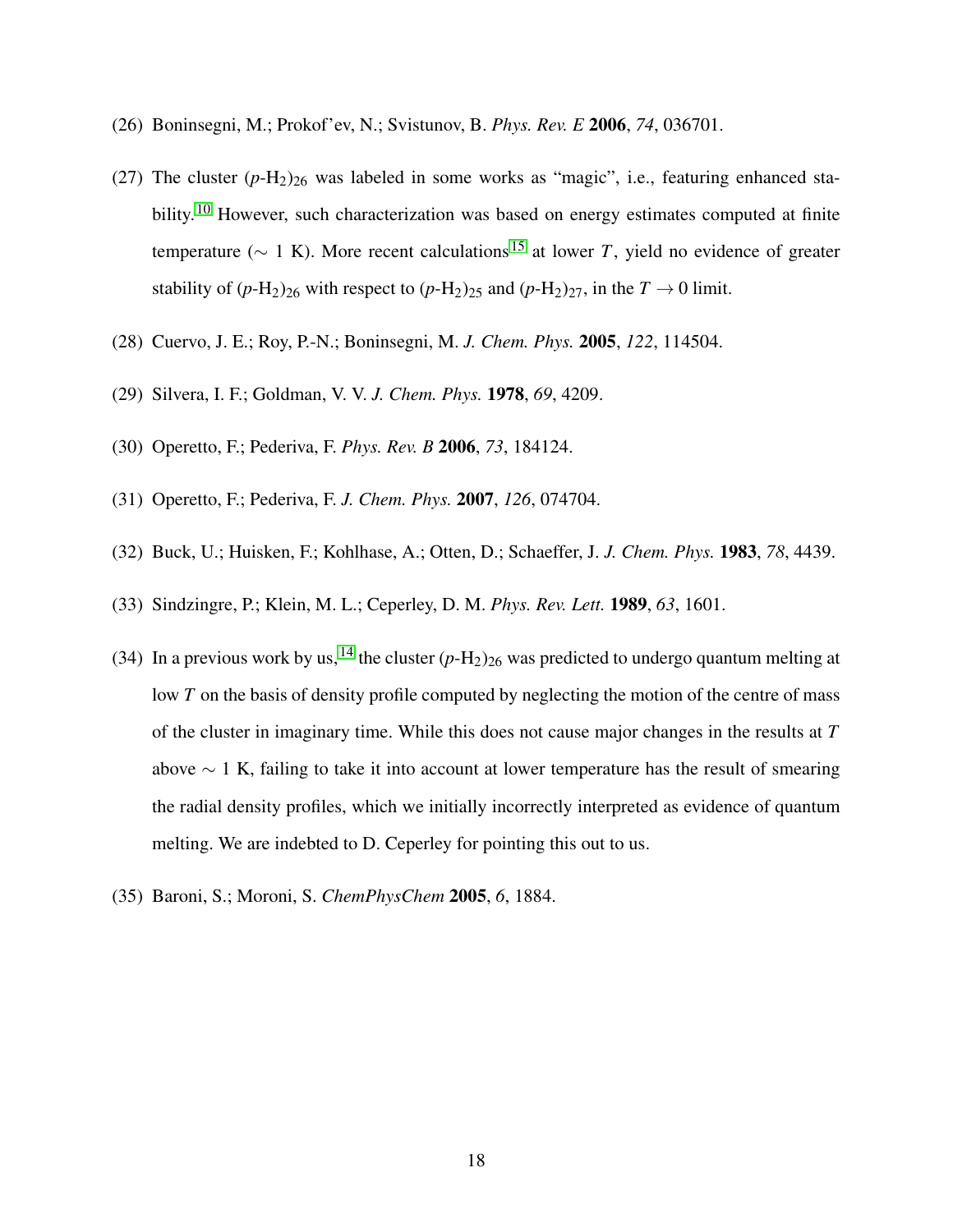(26) Boninsegni, M.; Prokof'ev, N.; Svistunov, B. *Phys. Rev. E* **2006**, *74*, 036701.

(27) The cluster ($p$-$H_2$)$_{26}$ was labeled in some works as "magic", i.e., featuring enhanced stability.[10] However, such characterization was based on energy estimates computed at finite temperature ($\sim$ 1 K). More recent calculations[15] at lower $T$, yield no evidence of greater stability of ($p$-$H_2$)$_{26}$ with respect to ($p$-$H_2$)$_{25}$ and ($p$-$H_2$)$_{27}$, in the $T \to 0$ limit.

(28) Cuervo, J. E.; Roy, P.-N.; Boninsegni, M. *J. Chem. Phys.* **2005**, *122*, 114504.

(29) Silvera, I. F.; Goldman, V. V. *J. Chem. Phys.* **1978**, *69*, 4209.

(30) Operetto, F.; Pederiva, F. *Phys. Rev. B* **2006**, *73*, 184124.

(31) Operetto, F.; Pederiva, F. *J. Chem. Phys.* **2007**, *126*, 074704.

(32) Buck, U.; Huisken, F.; Kohlhase, A.; Otten, D.; Schaeffer, J. *J. Chem. Phys.* **1983**, *78*, 4439.

(33) Sindzingre, P.; Klein, M. L.; Ceperley, D. M. *Phys. Rev. Lett.* **1989**, *63*, 1601.

(34) In a previous work by us,[14] the cluster ($p$-$H_2$)$_{26}$ was predicted to undergo quantum melting at low $T$ on the basis of density profile computed by neglecting the motion of the centre of mass of the cluster in imaginary time. While this does not cause major changes in the results at $T$ above $\sim$ 1 K, failing to take it into account at lower temperature has the result of smearing the radial density profiles, which we initially incorrectly interpreted as evidence of quantum melting. We are indebted to D. Ceperley for pointing this out to us.

(35) Baroni, S.; Moroni, S. *ChemPhysChem* **2005**, *6*, 1884.